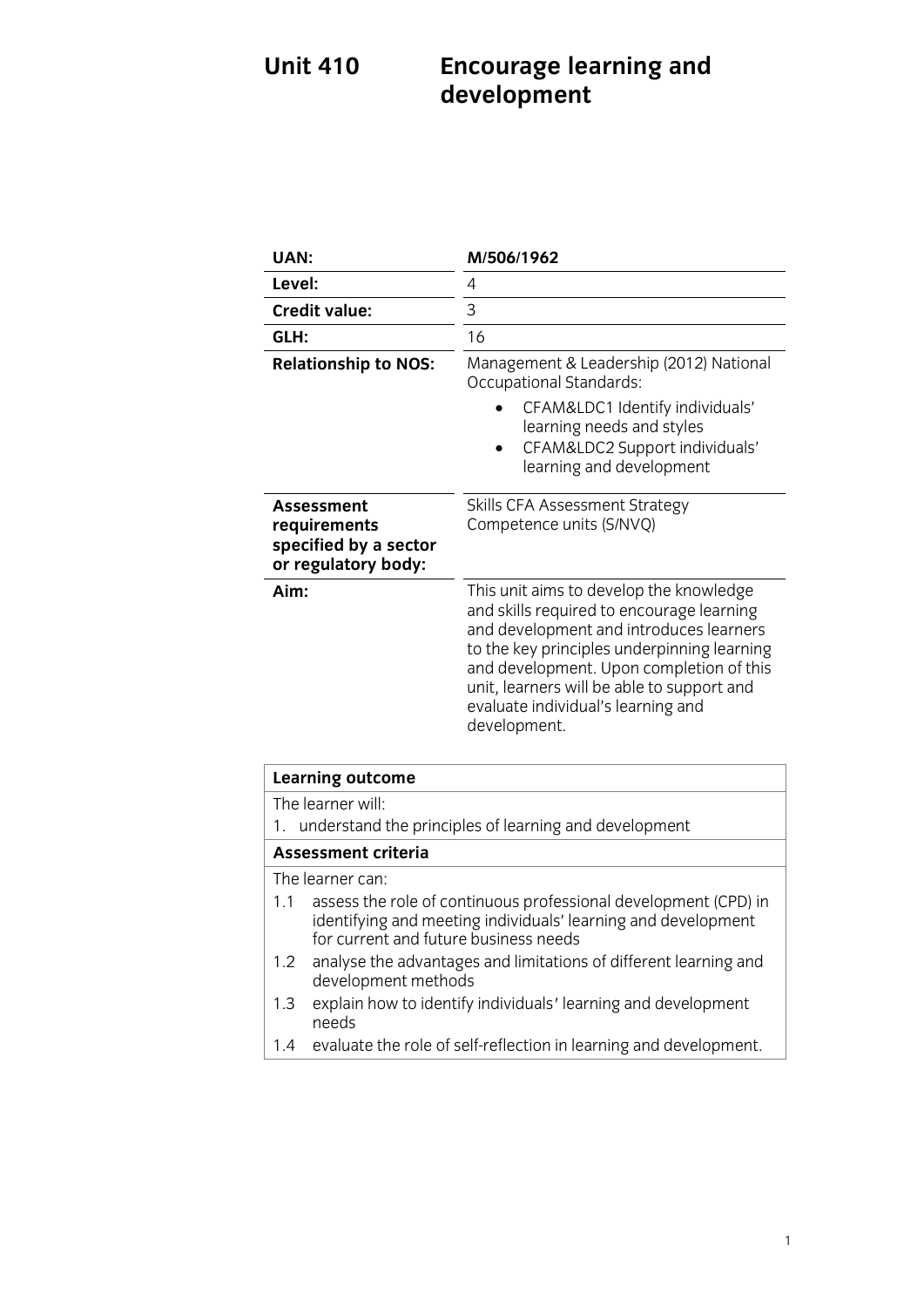# Unit 410 Encourage learning and development

| | |
|---|---|
| **UAN:** | **M/506/1962** |
| **Level:** | 4 |
| **Credit value:** | 3 |
| **GLH:** | 16 |
| **Relationship to NOS:** | Management & Leadership (2012) National Occupational Standards:<br>• CFAM&LDC1 Identify individuals' learning needs and styles<br>• CFAM&LDC2 Support individuals' learning and development |
| **Assessment requirements specified by a sector or regulatory body:** | Skills CFA Assessment Strategy Competence units (S/NVQ) |
| **Aim:** | This unit aims to develop the knowledge and skills required to encourage learning and development and introduces learners to the key principles underpinning learning and development. Upon completion of this unit, learners will be able to support and evaluate individual's learning and development. |

| **Learning outcome** |
|---|
| The learner will:<br>1. understand the principles of learning and development |
| **Assessment criteria** |
| The learner can:<br>1.1 assess the role of continuous professional development (CPD) in identifying and meeting individuals' learning and development for current and future business needs<br>1.2 analyse the advantages and limitations of different learning and development methods<br>1.3 explain how to identify individuals' learning and development needs<br>1.4 evaluate the role of self-reflection in learning and development. |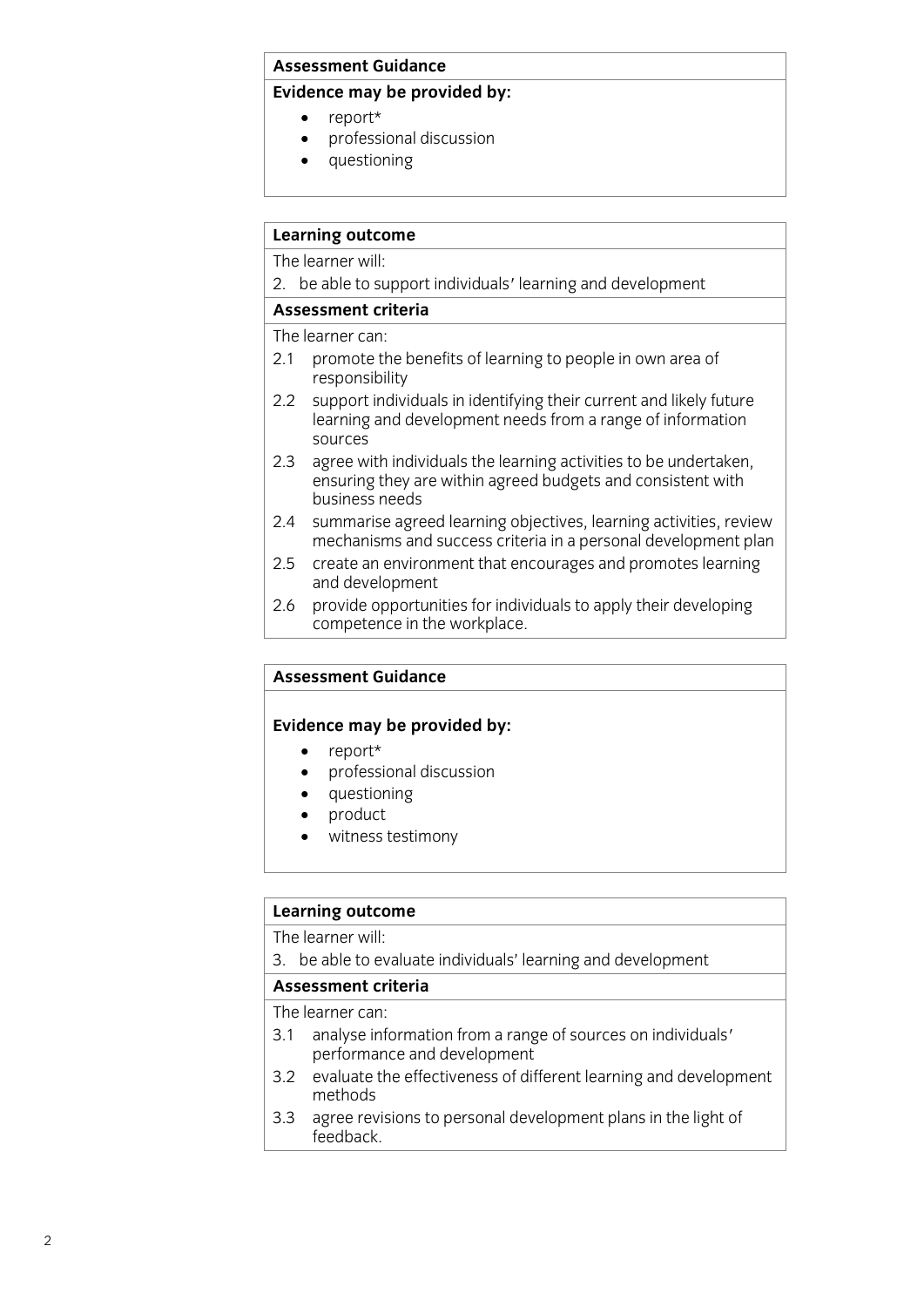**Assessment Guidance**

**Evidence may be provided by:**

- report*
- professional discussion
- questioning

**Learning outcome**

The learner will:

2. be able to support individuals' learning and development

**Assessment criteria**

The learner can:

2.1 promote the benefits of learning to people in own area of responsibility
2.2 support individuals in identifying their current and likely future learning and development needs from a range of information sources
2.3 agree with individuals the learning activities to be undertaken, ensuring they are within agreed budgets and consistent with business needs
2.4 summarise agreed learning objectives, learning activities, review mechanisms and success criteria in a personal development plan
2.5 create an environment that encourages and promotes learning and development
2.6 provide opportunities for individuals to apply their developing competence in the workplace.

**Assessment Guidance**

**Evidence may be provided by:**

- report*
- professional discussion
- questioning
- product
- witness testimony

**Learning outcome**

The learner will:

3. be able to evaluate individuals' learning and development

**Assessment criteria**

The learner can:

3.1 analyse information from a range of sources on individuals' performance and development
3.2 evaluate the effectiveness of different learning and development methods
3.3 agree revisions to personal development plans in the light of feedback.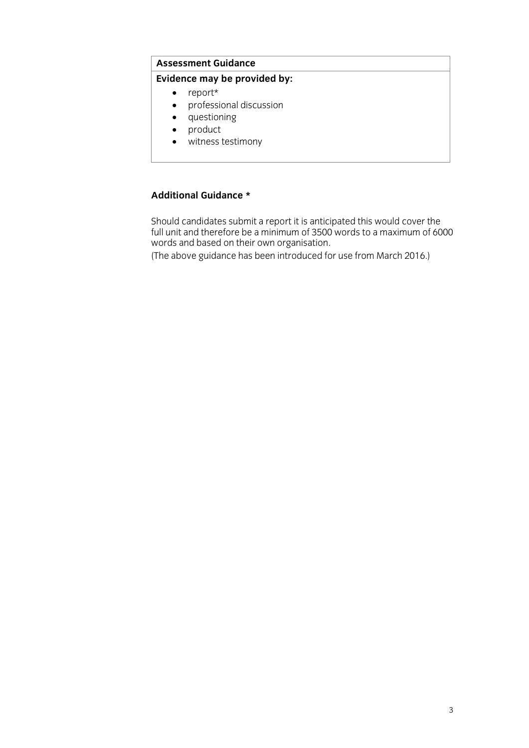| Assessment Guidance |
| --- |
| **Evidence may be provided by:**<br>• report*<br>• professional discussion<br>• questioning<br>• product<br>• witness testimony |

**Additional Guidance ***

Should candidates submit a report it is anticipated this would cover the full unit and therefore be a minimum of 3500 words to a maximum of 6000 words and based on their own organisation.

(The above guidance has been introduced for use from March 2016.)